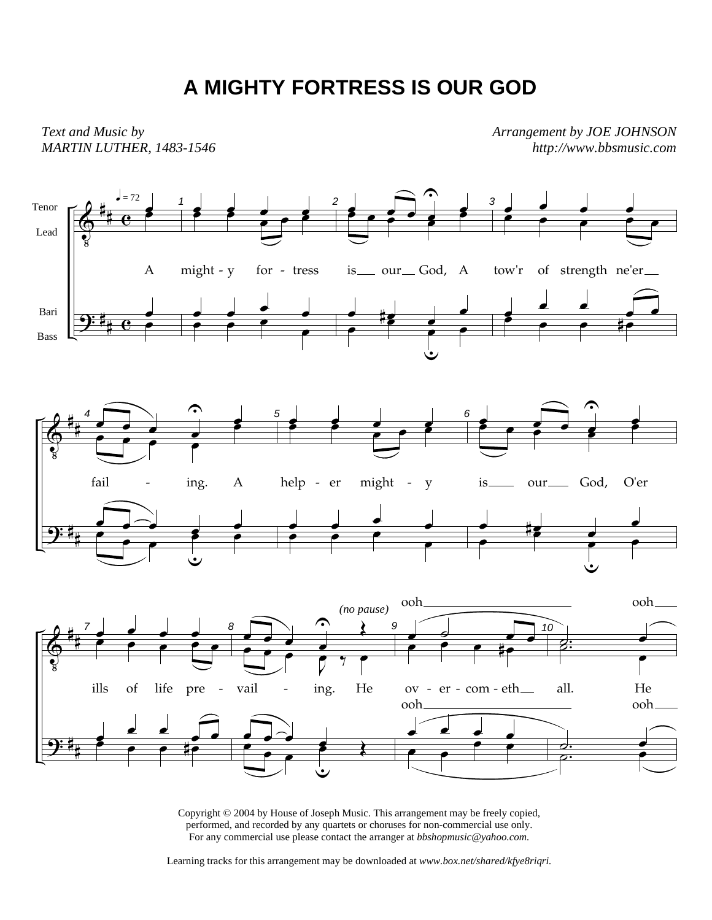# A MIGHTY FORTRESS IS OUR GOD

*Text and Music by*
*MARTIN LUTHER, 1483-1546*

*Arrangement by JOE JOHNSON*
*http://www.bbsmusic.com*

Tenor
Lead

Bari
Bass

♩ = 72

A might - y for - tress is our God, A tow'r of strength ne'er fail - ing. A help - er might - y is our God, O'er ills of life pre - vail - ing. He ov - er - com - eth all. He

*(no pause)*

ooh ooh

ooh ooh

Copyright © 2004 by House of Joseph Music. This arrangement may be freely copied, performed, and recorded by any quartets or choruses for non-commercial use only. For any commercial use please contact the arranger at *bbshopmusic@yahoo.com.*

Learning tracks for this arrangement may be downloaded at *www.box.net/shared/kfye8riqri.*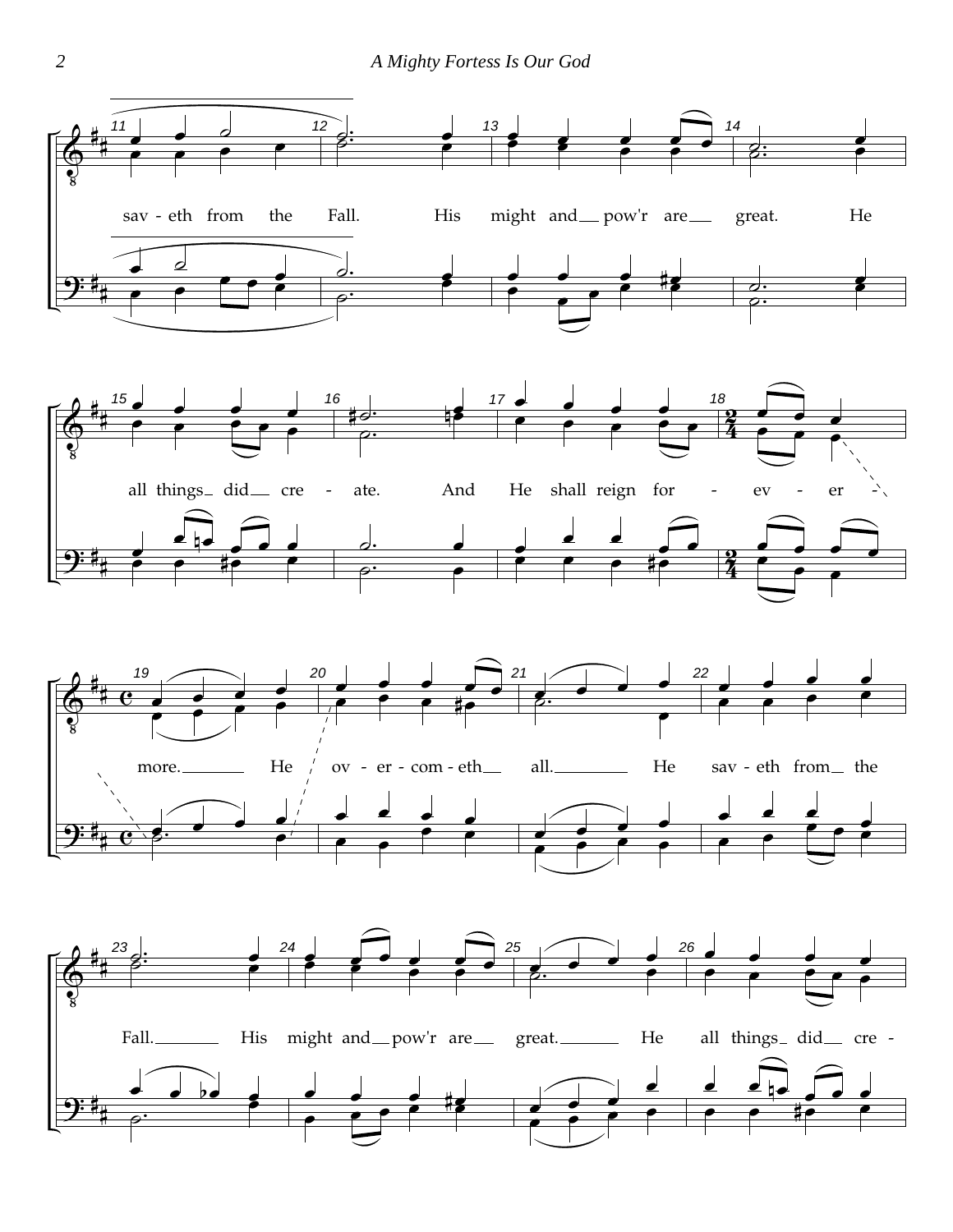sav - eth from the Fall. His might and pow'r are great. He

all things did cre - ate. And He shall reign for - ev - er -

more. He ov - er - com - eth all. He sav - eth from the

Fall. His might and pow'r are great. He all things did cre -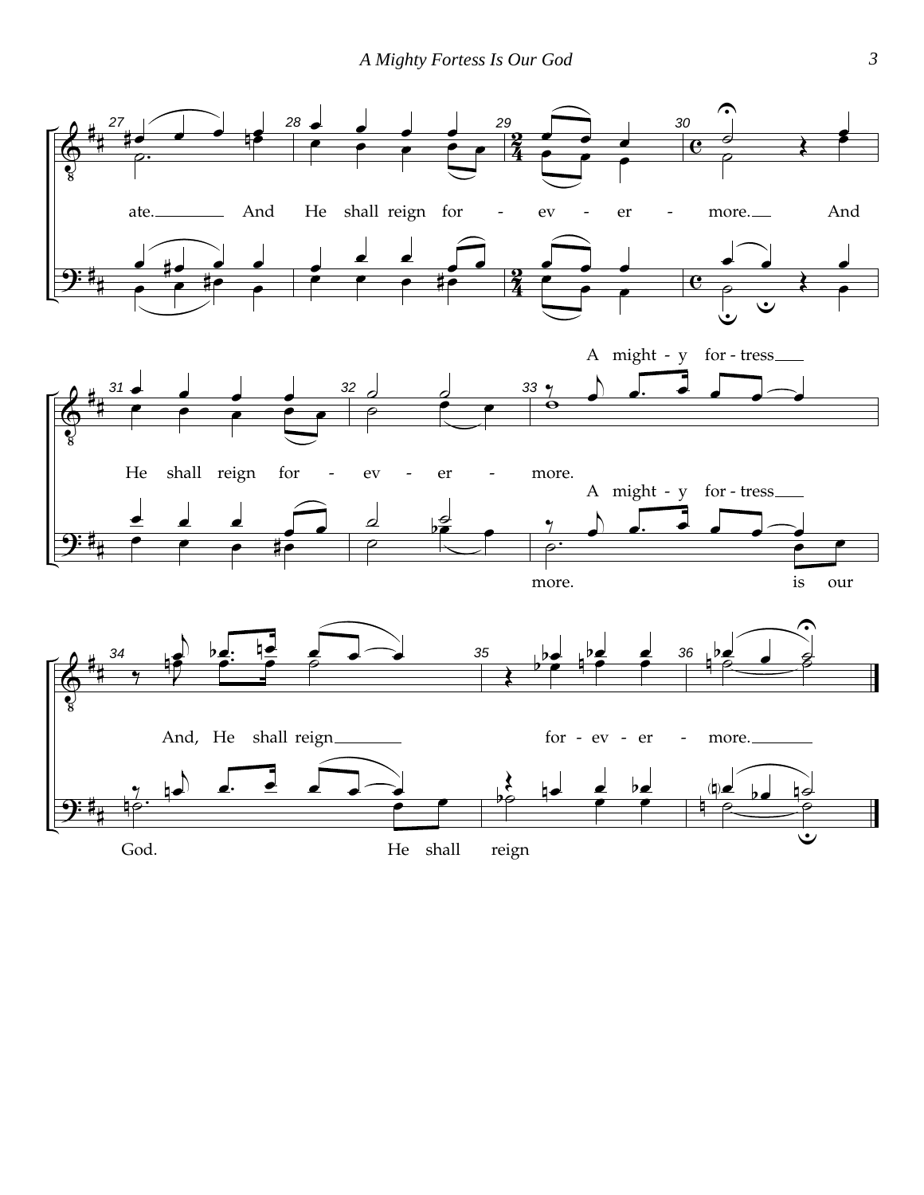27 28 29 30

ate.___ And He shall reign for - ev - er - more.__ And

A might - y for - tress___

31 32 33

He shall reign for - ev - er - more.

A might - y for - tress___

more. is our

34 35 36

And, He shall reign___ for - ev - er - more.___

God. He shall reign